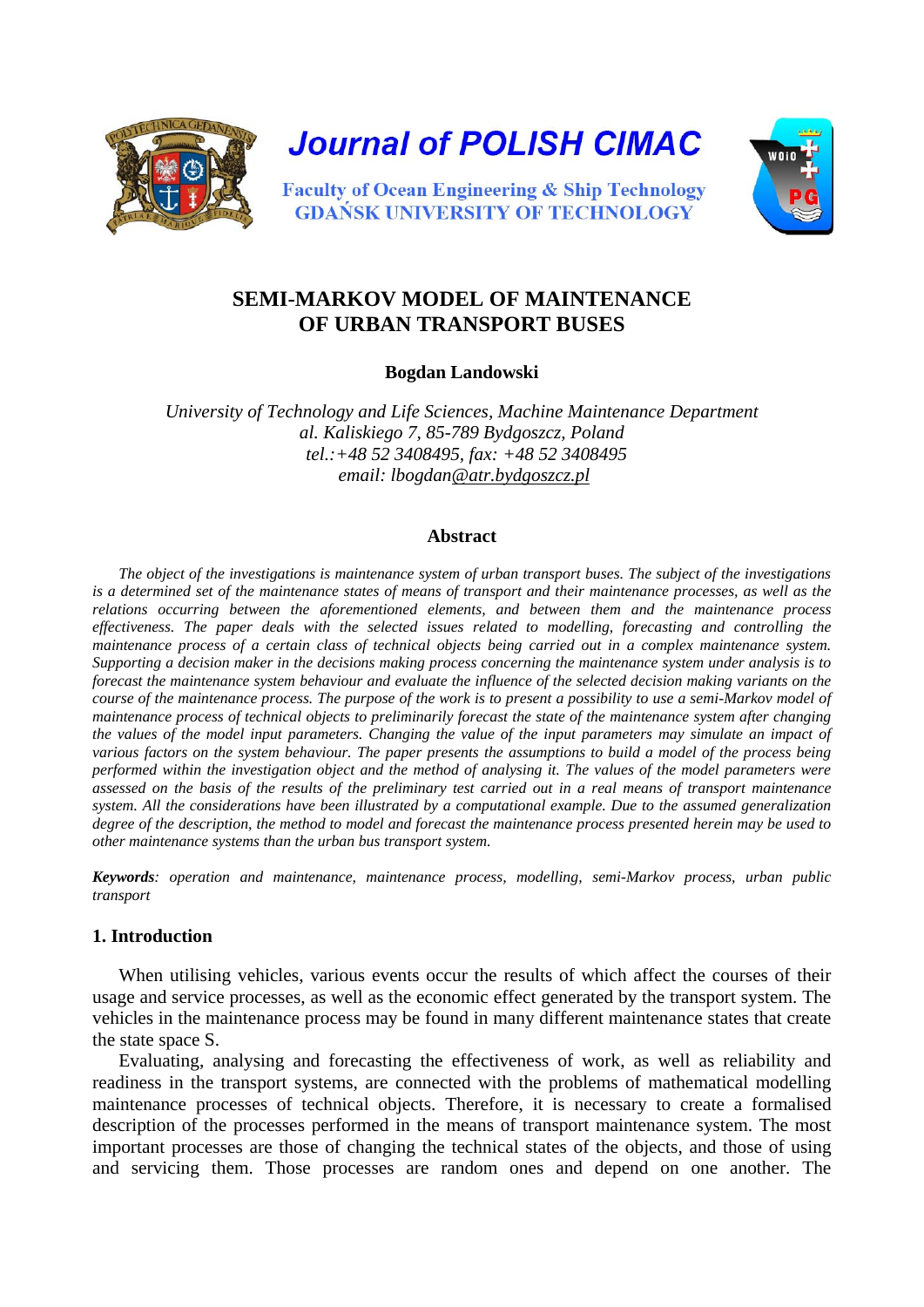# SEMI-MARKOV MODEL OF MAINTENANCE OF URBAN TRANSPORT BUSES

**Bogdan Landowski**

*University of Technology and Life Sciences, Machine Maintenance Department*
*al. Kaliskiego 7, 85-789 Bydgoszcz, Poland*
*tel.:+48 52 3408495, fax: +48 52 3408495*
*email: lbogdan@atr.bydgoszcz.pl*

## Abstract

*The object of the investigations is maintenance system of urban transport buses. The subject of the investigations is a determined set of the maintenance states of means of transport and their maintenance processes, as well as the relations occurring between the aforementioned elements, and between them and the maintenance process effectiveness. The paper deals with the selected issues related to modelling, forecasting and controlling the maintenance process of a certain class of technical objects being carried out in a complex maintenance system. Supporting a decision maker in the decisions making process concerning the maintenance system under analysis is to forecast the maintenance system behaviour and evaluate the influence of the selected decision making variants on the course of the maintenance process. The purpose of the work is to present a possibility to use a semi-Markov model of maintenance process of technical objects to preliminarily forecast the state of the maintenance system after changing the values of the model input parameters. Changing the value of the input parameters may simulate an impact of various factors on the system behaviour. The paper presents the assumptions to build a model of the process being performed within the investigation object and the method of analysing it. The values of the model parameters were assessed on the basis of the results of the preliminary test carried out in a real means of transport maintenance system. All the considerations have been illustrated by a computational example. Due to the assumed generalization degree of the description, the method to model and forecast the maintenance process presented herein may be used to other maintenance systems than the urban bus transport system.*

***Keywords**: operation and maintenance, maintenance process, modelling, semi-Markov process, urban public transport*

## 1. Introduction

When utilising vehicles, various events occur the results of which affect the courses of their usage and service processes, as well as the economic effect generated by the transport system. The vehicles in the maintenance process may be found in many different maintenance states that create the state space S.

Evaluating, analysing and forecasting the effectiveness of work, as well as reliability and readiness in the transport systems, are connected with the problems of mathematical modelling maintenance processes of technical objects. Therefore, it is necessary to create a formalised description of the processes performed in the means of transport maintenance system. The most important processes are those of changing the technical states of the objects, and those of using and servicing them. Those processes are random ones and depend on one another. The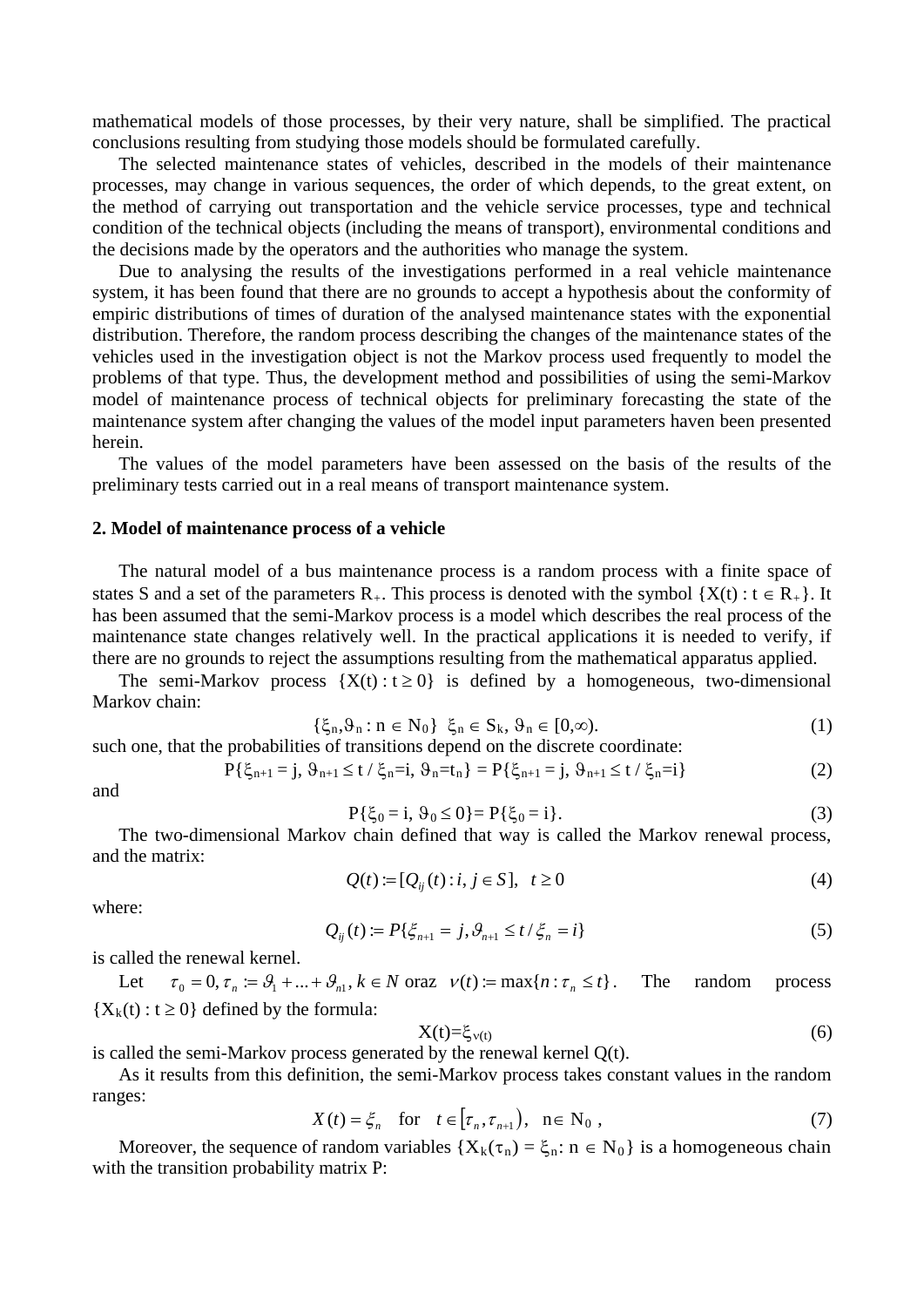mathematical models of those processes, by their very nature, shall be simplified. The practical conclusions resulting from studying those models should be formulated carefully.

The selected maintenance states of vehicles, described in the models of their maintenance processes, may change in various sequences, the order of which depends, to the great extent, on the method of carrying out transportation and the vehicle service processes, type and technical condition of the technical objects (including the means of transport), environmental conditions and the decisions made by the operators and the authorities who manage the system.

Due to analysing the results of the investigations performed in a real vehicle maintenance system, it has been found that there are no grounds to accept a hypothesis about the conformity of empiric distributions of times of duration of the analysed maintenance states with the exponential distribution. Therefore, the random process describing the changes of the maintenance states of the vehicles used in the investigation object is not the Markov process used frequently to model the problems of that type. Thus, the development method and possibilities of using the semi-Markov model of maintenance process of technical objects for preliminary forecasting the state of the maintenance system after changing the values of the model input parameters haven been presented herein.

The values of the model parameters have been assessed on the basis of the results of the preliminary tests carried out in a real means of transport maintenance system.

## 2. Model of maintenance process of a vehicle

The natural model of a bus maintenance process is a random process with a finite space of states S and a set of the parameters $R_+$. This process is denoted with the symbol $\{X(t) : t \in R_+\}$. It has been assumed that the semi-Markov process is a model which describes the real process of the maintenance state changes relatively well. In the practical applications it is needed to verify, if there are no grounds to reject the assumptions resulting from the mathematical apparatus applied.

The semi-Markov process $\{X(t) : t \geq 0\}$ is defined by a homogeneous, two-dimensional Markov chain:

$$\{\xi_n, \vartheta_n : n \in N_0\} \quad \xi_n \in S_k,\ \vartheta_n \in [0,\infty). \tag{1}$$

such one, that the probabilities of transitions depend on the discrete coordinate:

$$P\{\xi_{n+1} = j,\ \vartheta_{n+1} \leq t / \xi_n = i,\ \vartheta_n = t_n\} = P\{\xi_{n+1} = j,\ \vartheta_{n+1} \leq t / \xi_n = i\} \tag{2}$$

and

$$P\{\xi_0 = i,\ \vartheta_0 \leq 0\} = P\{\xi_0 = i\}. \tag{3}$$

The two-dimensional Markov chain defined that way is called the Markov renewal process, and the matrix:

$$Q(t) := [Q_{ij}(t) : i, j \in S], \quad t \geq 0 \tag{4}$$

where:

$$Q_{ij}(t) := P\{\xi_{n+1} = j, \vartheta_{n+1} \leq t / \xi_n = i\} \tag{5}$$

is called the renewal kernel.

Let $\tau_0 = 0, \tau_n := \vartheta_1 + ... + \vartheta_{n1}, k \in N$ oraz $\nu(t) := \max\{n : \tau_n \leq t\}$. The random process $\{X_k(t) : t \geq 0\}$ defined by the formula:

$$X(t) = \xi_{\nu(t)} \tag{6}$$

is called the semi-Markov process generated by the renewal kernel Q(t).

As it results from this definition, the semi-Markov process takes constant values in the random ranges:

$$X(t) = \xi_n \quad \text{for} \quad t \in [\tau_n, \tau_{n+1}), \quad n \in N_0\ , \tag{7}$$

Moreover, the sequence of random variables $\{X_k(\tau_n) = \xi_n : n \in N_0\}$ is a homogeneous chain with the transition probability matrix P: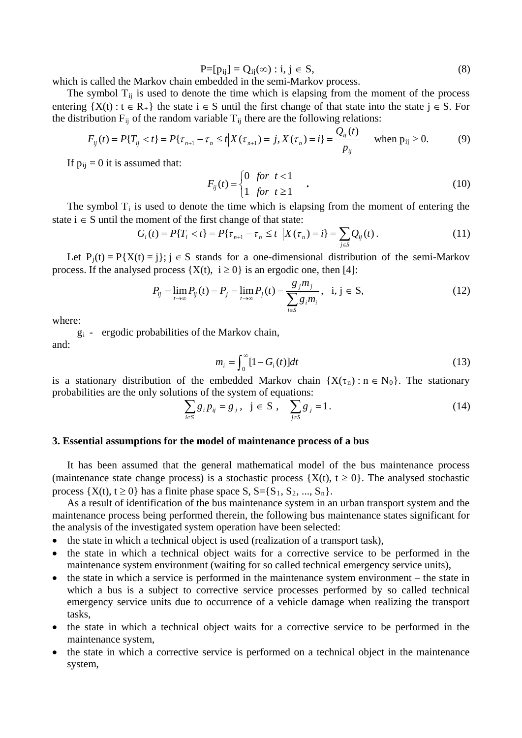$$P=[p_{ij}] = Q_{ij}(\infty) : i, j \in S, \tag{8}$$

which is called the Markov chain embedded in the semi-Markov process.

The symbol $T_{ij}$ is used to denote the time which is elapsing from the moment of the process entering $\{X(t) : t \in R_+\}$ the state $i \in S$ until the first change of that state into the state $j \in S$. For the distribution $F_{ij}$ of the random variable $T_{ij}$ there are the following relations:

$$F_{ij}(t) = P\{T_{ij} < t\} = P\{\tau_{n+1} - \tau_n \le t | X(\tau_{n+1}) = j, X(\tau_n) = i\} = \frac{Q_{ij}(t)}{p_{ij}} \quad \text{when } p_{ij} > 0. \tag{9}$$

If $p_{ij} = 0$ it is assumed that:

$$F_{ij}(t) = \begin{cases} 0 & for \;\; t < 1 \\ 1 & for \;\; t \ge 1 \end{cases} . \tag{10}$$

The symbol $T_i$ is used to denote the time which is elapsing from the moment of entering the state $i \in S$ until the moment of the first change of that state:

$$G_i(t) = P\{T_i < t\} = P\{\tau_{n+1} - \tau_n \le t \;\; | X(\tau_n) = i\} = \sum_{j \in S} Q_{ij}(t) . \tag{11}$$

Let $P_j(t) = P\{X(t) = j\}; j \in S$ stands for a one-dimensional distribution of the semi-Markov process. If the analysed process $\{X(t), \; i \ge 0\}$ is an ergodic one, then [4]:

$$P_{ij} = \lim_{t \to \infty} P_{ij}(t) = P_j = \lim_{t \to \infty} P_j(t) = \frac{g_j m_j}{\sum_{i \in S} g_i m_i}, \quad i, j \in S, \tag{12}$$

where:

$g_i$ - ergodic probabilities of the Markov chain,

and:

$$m_i = \int_0^{\infty} [1 - G_i(t)] dt \tag{13}$$

is a stationary distribution of the embedded Markov chain $\{X(\tau_n) : n \in N_0\}$. The stationary probabilities are the only solutions of the system of equations:

$$\sum_{i \in S} g_i p_{ij} = g_j , \;\; j \in S , \quad \sum_{j \in S} g_j = 1 . \tag{14}$$

## 3. Essential assumptions for the model of maintenance process of a bus

It has been assumed that the general mathematical model of the bus maintenance process (maintenance state change process) is a stochastic process $\{X(t), t \ge 0\}$. The analysed stochastic process $\{X(t), t \ge 0\}$ has a finite phase space S, $S=\{S_1, S_2, ..., S_n\}$.

As a result of identification of the bus maintenance system in an urban transport system and the maintenance process being performed therein, the following bus maintenance states significant for the analysis of the investigated system operation have been selected:

- the state in which a technical object is used (realization of a transport task),
- the state in which a technical object waits for a corrective service to be performed in the maintenance system environment (waiting for so called technical emergency service units),
- the state in which a service is performed in the maintenance system environment – the state in which a bus is a subject to corrective service processes performed by so called technical emergency service units due to occurrence of a vehicle damage when realizing the transport tasks,
- the state in which a technical object waits for a corrective service to be performed in the maintenance system,
- the state in which a corrective service is performed on a technical object in the maintenance system,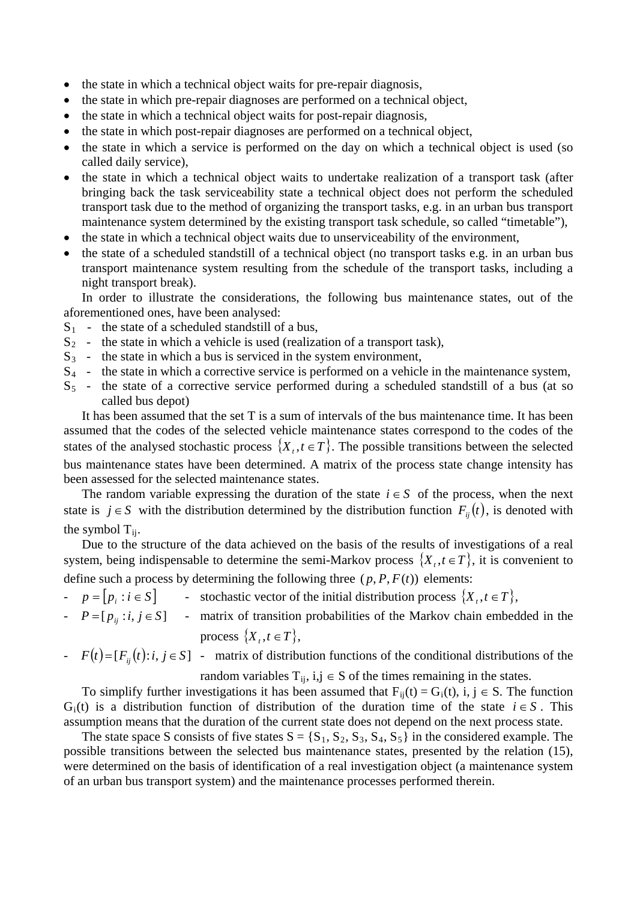- the state in which a technical object waits for pre-repair diagnosis,
- the state in which pre-repair diagnoses are performed on a technical object,
- the state in which a technical object waits for post-repair diagnosis,
- the state in which post-repair diagnoses are performed on a technical object,
- the state in which a service is performed on the day on which a technical object is used (so called daily service),
- the state in which a technical object waits to undertake realization of a transport task (after bringing back the task serviceability state a technical object does not perform the scheduled transport task due to the method of organizing the transport tasks, e.g. in an urban bus transport maintenance system determined by the existing transport task schedule, so called "timetable"),
- the state in which a technical object waits due to unserviceability of the environment,
- the state of a scheduled standstill of a technical object (no transport tasks e.g. in an urban bus transport maintenance system resulting from the schedule of the transport tasks, including a night transport break).

In order to illustrate the considerations, the following bus maintenance states, out of the aforementioned ones, have been analysed:

$S_1$ - the state of a scheduled standstill of a bus,
$S_2$ - the state in which a vehicle is used (realization of a transport task),
$S_3$ - the state in which a bus is serviced in the system environment,
$S_4$ - the state in which a corrective service is performed on a vehicle in the maintenance system,
$S_5$ - the state of a corrective service performed during a scheduled standstill of a bus (at so called bus depot)

It has been assumed that the set T is a sum of intervals of the bus maintenance time. It has been assumed that the codes of the selected vehicle maintenance states correspond to the codes of the states of the analysed stochastic process $\{X_t, t \in T\}$. The possible transitions between the selected bus maintenance states have been determined. A matrix of the process state change intensity has been assessed for the selected maintenance states.

The random variable expressing the duration of the state $i \in S$ of the process, when the next state is $j \in S$ with the distribution determined by the distribution function $F_{ij}(t)$, is denoted with the symbol $T_{ij}$.

Due to the structure of the data achieved on the basis of the results of investigations of a real system, being indispensable to determine the semi-Markov process $\{X_t, t \in T\}$, it is convenient to define such a process by determining the following three $(p, P, F(t))$ elements:

- $p = [p_i : i \in S]$ - stochastic vector of the initial distribution process $\{X_t, t \in T\}$,
- $P = [p_{ij} : i, j \in S]$ - matrix of transition probabilities of the Markov chain embedded in the process $\{X_t, t \in T\}$,
- $F(t) = [F_{ij}(t) : i, j \in S]$ - matrix of distribution functions of the conditional distributions of the random variables $T_{ij}$, $i,j \in S$ of the times remaining in the states.

To simplify further investigations it has been assumed that $F_{ij}(t) = G_i(t)$, $i, j \in S$. The function $G_i(t)$ is a distribution function of distribution of the duration time of the state $i \in S$. This assumption means that the duration of the current state does not depend on the next process state.

The state space S consists of five states $S = \{S_1, S_2, S_3, S_4, S_5\}$ in the considered example. The possible transitions between the selected bus maintenance states, presented by the relation (15), were determined on the basis of identification of a real investigation object (a maintenance system of an urban bus transport system) and the maintenance processes performed therein.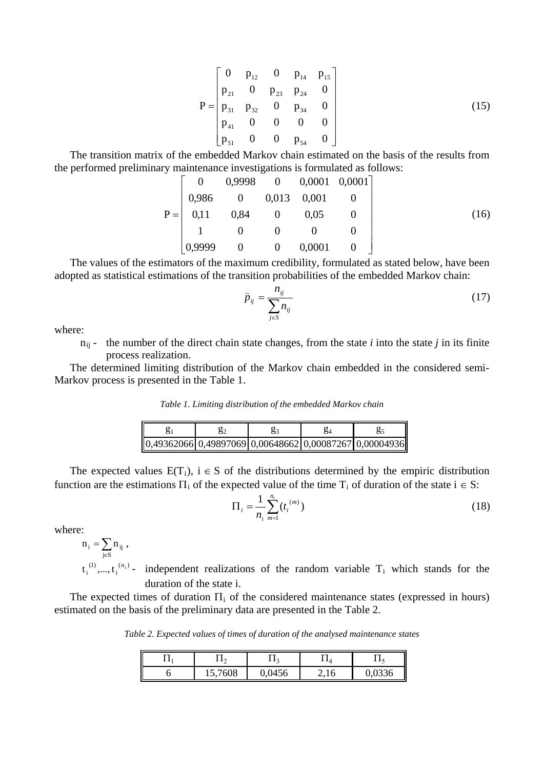$$
P = \begin{bmatrix} 0 & p_{12} & 0 & p_{14} & p_{15} \\ p_{21} & 0 & p_{23} & p_{24} & 0 \\ p_{31} & p_{32} & 0 & p_{34} & 0 \\ p_{41} & 0 & 0 & 0 & 0 \\ p_{51} & 0 & 0 & p_{54} & 0 \end{bmatrix} \tag{15}
$$

The transition matrix of the embedded Markov chain estimated on the basis of the results from the performed preliminary maintenance investigations is formulated as follows:

$$
P = \begin{bmatrix} 0 & 0{,}9998 & 0 & 0{,}0001 & 0{,}0001 \\ 0{,}986 & 0 & 0{,}013 & 0{,}001 & 0 \\ 0{,}11 & 0{,}84 & 0 & 0{,}05 & 0 \\ 1 & 0 & 0 & 0 & 0 \\ 0{,}9999 & 0 & 0 & 0{,}0001 & 0 \end{bmatrix} \tag{16}
$$

The values of the estimators of the maximum credibility, formulated as stated below, have been adopted as statistical estimations of the transition probabilities of the embedded Markov chain:

$$
\hat{p}_{ij} = \frac{n_{ij}}{\sum_{j \in S} n_{ij}} \tag{17}
$$

where:

$n_{ij}$ - the number of the direct chain state changes, from the state *i* into the state *j* in its finite process realization.

The determined limiting distribution of the Markov chain embedded in the considered semi-Markov process is presented in the Table 1.

*Table 1. Limiting distribution of the embedded Markov chain*

| $g_1$ | $g_2$ | $g_3$ | $g_4$ | $g_5$ |
|---|---|---|---|---|
| 0,49362066 | 0,49897069 | 0,00648662 | 0,00087267 | 0,00004936 |

The expected values $E(T_i)$, $i \in S$ of the distributions determined by the empiric distribution function are the estimations $\Pi_i$ of the expected value of the time $T_i$ of duration of the state $i \in S$:

$$
\Pi_i = \frac{1}{n_i} \sum_{m=1}^{n_i} (t_i^{(m)}) \tag{18}
$$

where:

$n_i = \sum_{j \in S} n_{ij}$ ,

$t_i^{(1)}, \ldots, t_i^{(n_i)}$ - independent realizations of the random variable $T_i$ which stands for the duration of the state i.

The expected times of duration $\Pi_i$ of the considered maintenance states (expressed in hours) estimated on the basis of the preliminary data are presented in the Table 2.

*Table 2. Expected values of times of duration of the analysed maintenance states*

| $\Pi_1$ | $\Pi_2$ | $\Pi_3$ | $\Pi_4$ | $\Pi_5$ |
|---|---|---|---|---|
| 6 | 15,7608 | 0,0456 | 2,16 | 0,0336 |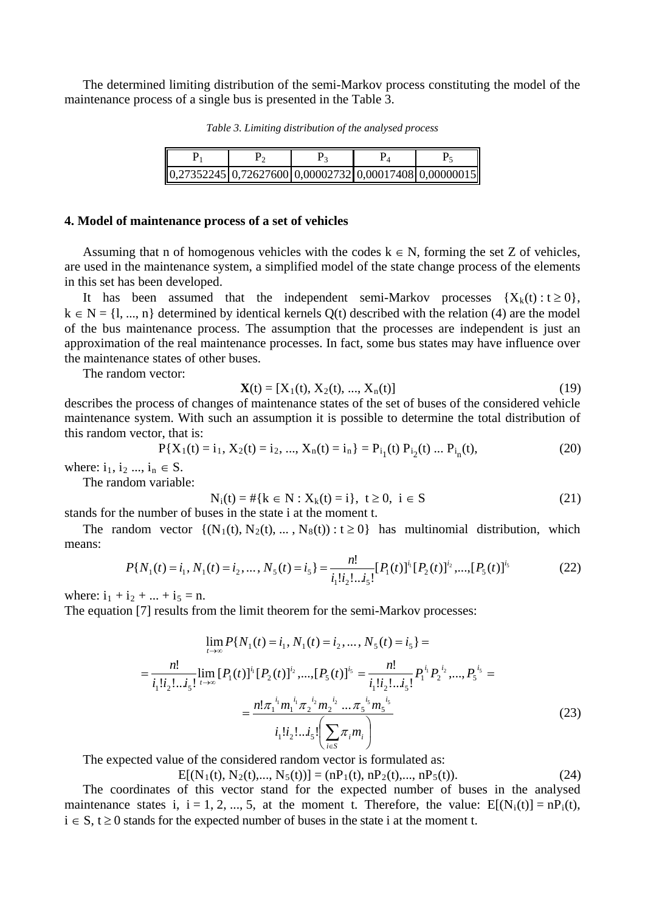The determined limiting distribution of the semi-Markov process constituting the model of the maintenance process of a single bus is presented in the Table 3.

*Table 3. Limiting distribution of the analysed process*

| $P_1$ | $P_2$ | $P_3$ | $P_4$ | $P_5$ |
|---|---|---|---|---|
| 0,27352245 | 0,72627600 | 0,00002732 | 0,00017408 | 0,00000015 |

## 4. Model of maintenance process of a set of vehicles

Assuming that n of homogenous vehicles with the codes $k \in N$, forming the set Z of vehicles, are used in the maintenance system, a simplified model of the state change process of the elements in this set has been developed.

It has been assumed that the independent semi-Markov processes $\{X_k(t) : t \geq 0\}$, $k \in N = \{l, ..., n\}$ determined by identical kernels Q(t) described with the relation (4) are the model of the bus maintenance process. The assumption that the processes are independent is just an approximation of the real maintenance processes. In fact, some bus states may have influence over the maintenance states of other buses.

The random vector:

$$\mathbf{X}(t) = [X_1(t), X_2(t), ..., X_n(t)] \tag{19}$$

describes the process of changes of maintenance states of the set of buses of the considered vehicle maintenance system. With such an assumption it is possible to determine the total distribution of this random vector, that is:

$$P\{X_1(t) = i_1, X_2(t) = i_2, ..., X_n(t) = i_n\} = P_{i_1}(t)\, P_{i_2}(t) \ldots P_{i_n}(t), \tag{20}$$

where: $i_1, i_2 ..., i_n \in S$.

The random variable:

$$N_i(t) = \#\{k \in N : X_k(t) = i\},\ \ t \geq 0,\ \ i \in S \tag{21}$$

stands for the number of buses in the state i at the moment t.

The random vector $\{(N_1(t), N_2(t), ... , N_8(t)) : t \geq 0\}$ has multinomial distribution, which means:

$$P\{N_1(t) = i_1, N_1(t) = i_2, \ldots, N_5(t) = i_5\} = \frac{n!}{i_1! i_2! \ldots i_5!}[P_1(t)]^{i_1}[P_2(t)]^{i_2}, \ldots, [P_5(t)]^{i_5} \tag{22}$$

where: $i_1 + i_2 + ... + i_5 = n$.

The equation [7] results from the limit theorem for the semi-Markov processes:

$$\begin{aligned}
&\lim_{t\to\infty} P\{N_1(t) = i_1, N_1(t) = i_2, \ldots, N_5(t) = i_5\} = \\
&= \frac{n!}{i_1! i_2! \ldots i_5!}\lim_{t\to\infty}[P_1(t)]^{i_1}[P_2(t)]^{i_2}, \ldots, [P_5(t)]^{i_5} = \frac{n!}{i_1! i_2! \ldots i_5!}P_1^{\,i_1}P_2^{\,i_2}, \ldots, P_5^{\,i_5} = \\
&= \frac{n!\, \pi_1^{\,i_1} m_1^{\,i_1} \pi_2^{\,i_2} m_2^{\,i_2} \ldots \pi_5^{\,i_5} m_5^{\,i_5}}{i_1! i_2! \ldots i_5! \left(\sum_{i\in S} \pi_i m_i\right)}
\end{aligned} \tag{23}$$

The expected value of the considered random vector is formulated as:

$$E[(N_1(t), N_2(t), ..., N_5(t))] = (nP_1(t), nP_2(t), ..., nP_5(t)). \tag{24}$$

The coordinates of this vector stand for the expected number of buses in the analysed maintenance states i, $i = 1, 2, ..., 5$, at the moment t. Therefore, the value: $E[(N_i(t)] = nP_i(t)$, $i \in S$, $t \geq 0$ stands for the expected number of buses in the state i at the moment t.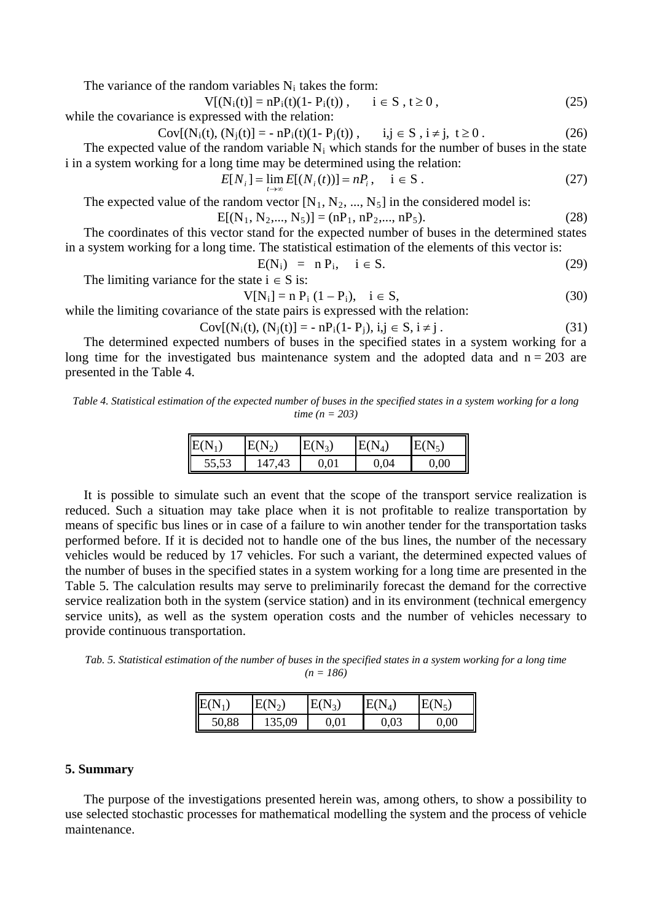The variance of the random variables $N_i$ takes the form:

$$V[(N_i(t)] = nP_i(t)(1- P_i(t)) , \qquad i \in S , t \geq 0 , \tag{25}$$

while the covariance is expressed with the relation:

$$Cov[(N_i(t), (N_j(t)] = - nP_i(t)(1- P_j(t)) , \qquad i,j \in S , i \neq j, \; t \geq 0 . \tag{26}$$

The expected value of the random variable $N_i$ which stands for the number of buses in the state i in a system working for a long time may be determined using the relation:

$$E[N_i] = \lim_{t \to \infty} E[(N_i(t))] = nP_i , \quad i \in S . \tag{27}$$

The expected value of the random vector $[N_1, N_2, ..., N_5]$ in the considered model is:

$$E[(N_1, N_2,..., N_5)] = (nP_1, nP_2,..., nP_5). \tag{28}$$

The coordinates of this vector stand for the expected number of buses in the determined states in a system working for a long time. The statistical estimation of the elements of this vector is:

$$E(N_i) \; = \; n\,P_i, \quad i \in S. \tag{29}$$

The limiting variance for the state $i \in S$ is:

$$V[N_i] = n\,P_i\,(1 - P_i), \quad i \in S, \tag{30}$$

while the limiting covariance of the state pairs is expressed with the relation:

$$Cov[(N_i(t), (N_j(t)] = - nP_i(1- P_j), i,j \in S, i \neq j . \tag{31}$$

The determined expected numbers of buses in the specified states in a system working for a long time for the investigated bus maintenance system and the adopted data and n = 203 are presented in the Table 4.

*Table 4. Statistical estimation of the expected number of buses in the specified states in a system working for a long time (n = 203)*

| $E(N_1)$ | $E(N_2)$ | $E(N_3)$ | $E(N_4)$ | $E(N_5)$ |
|---|---|---|---|---|
| 55,53 | 147,43 | 0,01 | 0,04 | 0,00 |

It is possible to simulate such an event that the scope of the transport service realization is reduced. Such a situation may take place when it is not profitable to realize transportation by means of specific bus lines or in case of a failure to win another tender for the transportation tasks performed before. If it is decided not to handle one of the bus lines, the number of the necessary vehicles would be reduced by 17 vehicles. For such a variant, the determined expected values of the number of buses in the specified states in a system working for a long time are presented in the Table 5. The calculation results may serve to preliminarily forecast the demand for the corrective service realization both in the system (service station) and in its environment (technical emergency service units), as well as the system operation costs and the number of vehicles necessary to provide continuous transportation.

*Tab. 5. Statistical estimation of the number of buses in the specified states in a system working for a long time (n = 186)*

| $E(N_1)$ | $E(N_2)$ | $E(N_3)$ | $E(N_4)$ | $E(N_5)$ |
|---|---|---|---|---|
| 50,88 | 135,09 | 0,01 | 0,03 | 0,00 |

## 5. Summary

The purpose of the investigations presented herein was, among others, to show a possibility to use selected stochastic processes for mathematical modelling the system and the process of vehicle maintenance.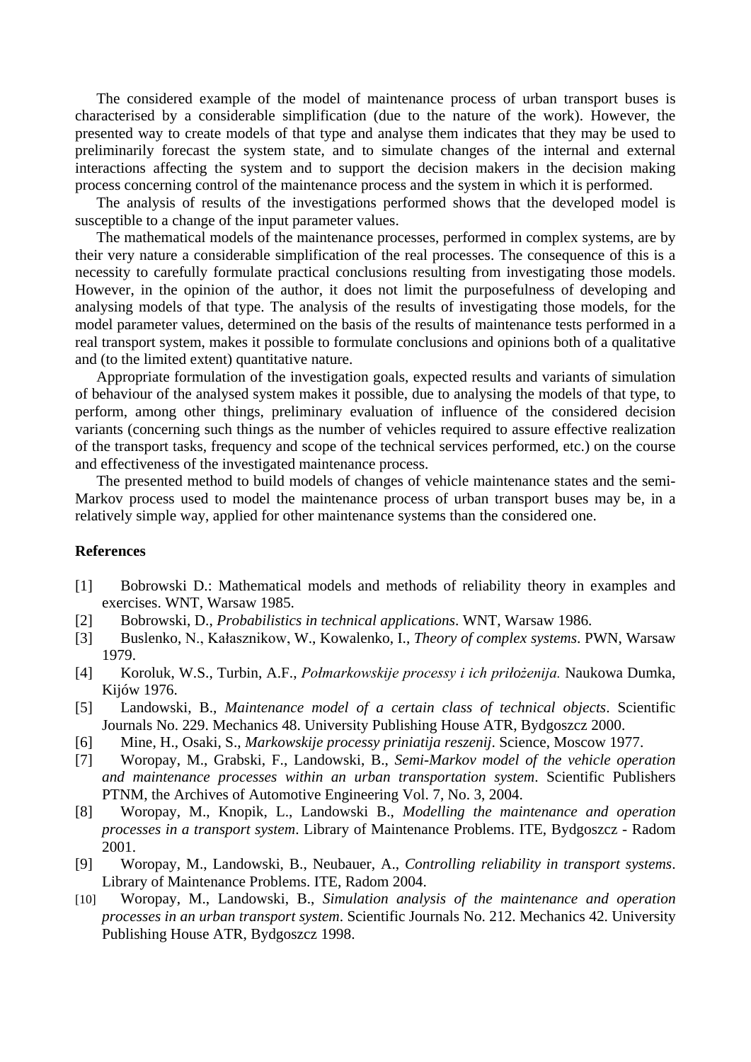The considered example of the model of maintenance process of urban transport buses is characterised by a considerable simplification (due to the nature of the work). However, the presented way to create models of that type and analyse them indicates that they may be used to preliminarily forecast the system state, and to simulate changes of the internal and external interactions affecting the system and to support the decision makers in the decision making process concerning control of the maintenance process and the system in which it is performed.

The analysis of results of the investigations performed shows that the developed model is susceptible to a change of the input parameter values.

The mathematical models of the maintenance processes, performed in complex systems, are by their very nature a considerable simplification of the real processes. The consequence of this is a necessity to carefully formulate practical conclusions resulting from investigating those models. However, in the opinion of the author, it does not limit the purposefulness of developing and analysing models of that type. The analysis of the results of investigating those models, for the model parameter values, determined on the basis of the results of maintenance tests performed in a real transport system, makes it possible to formulate conclusions and opinions both of a qualitative and (to the limited extent) quantitative nature.

Appropriate formulation of the investigation goals, expected results and variants of simulation of behaviour of the analysed system makes it possible, due to analysing the models of that type, to perform, among other things, preliminary evaluation of influence of the considered decision variants (concerning such things as the number of vehicles required to assure effective realization of the transport tasks, frequency and scope of the technical services performed, etc.) on the course and effectiveness of the investigated maintenance process.

The presented method to build models of changes of vehicle maintenance states and the semi-Markov process used to model the maintenance process of urban transport buses may be, in a relatively simple way, applied for other maintenance systems than the considered one.

**References**

[1] Bobrowski D.: Mathematical models and methods of reliability theory in examples and exercises. WNT, Warsaw 1985.

[2] Bobrowski, D., *Probabilistics in technical applications*. WNT, Warsaw 1986.

[3] Buslenko, N., Kałasznikow, W., Kowalenko, I., *Theory of complex systems*. PWN, Warsaw 1979.

[4] Koroluk, W.S., Turbin, A.F., *Połmarkowskije processy i ich priłożenija.* Naukowa Dumka, Kijów 1976.

[5] Landowski, B., *Maintenance model of a certain class of technical objects*. Scientific Journals No. 229. Mechanics 48. University Publishing House ATR, Bydgoszcz 2000.

[6] Mine, H., Osaki, S., *Markowskije processy priniatija reszenij*. Science, Moscow 1977.

[7] Woropay, M., Grabski, F., Landowski, B., *Semi-Markov model of the vehicle operation and maintenance processes within an urban transportation system*. Scientific Publishers PTNM, the Archives of Automotive Engineering Vol. 7, No. 3, 2004.

[8] Woropay, M., Knopik, L., Landowski B., *Modelling the maintenance and operation processes in a transport system*. Library of Maintenance Problems. ITE, Bydgoszcz - Radom 2001.

[9] Woropay, M., Landowski, B., Neubauer, A., *Controlling reliability in transport systems*. Library of Maintenance Problems. ITE, Radom 2004.

[10] Woropay, M., Landowski, B., *Simulation analysis of the maintenance and operation processes in an urban transport system*. Scientific Journals No. 212. Mechanics 42. University Publishing House ATR, Bydgoszcz 1998.